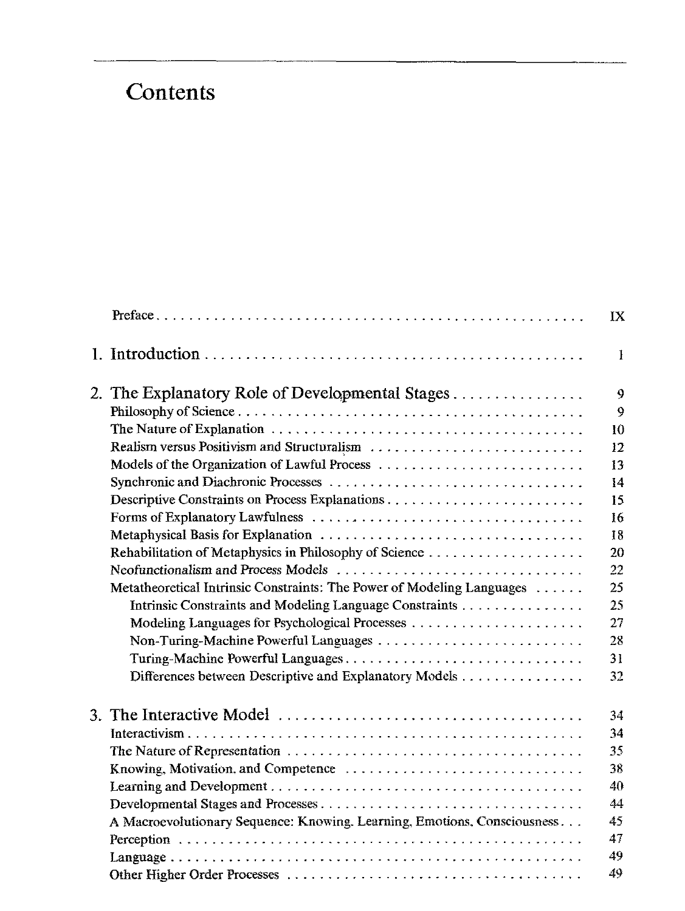# Contents

| | |
|---|---|
| Preface | IX |
| **1. Introduction** | 1 |
| **2. The Explanatory Role of Developmental Stages** | 9 |
| Philosophy of Science | 9 |
| The Nature of Explanation | 10 |
| Realism versus Positivism and Structuralism | 12 |
| Models of the Organization of Lawful Process | 13 |
| Synchronic and Diachronic Processes | 14 |
| Descriptive Constraints on Process Explanations | 15 |
| Forms of Explanatory Lawfulness | 16 |
| Metaphysical Basis for Explanation | 18 |
| Rehabilitation of Metaphysics in Philosophy of Science | 20 |
| Neofunctionalism and Process Models | 22 |
| Metatheoretical Intrinsic Constraints: The Power of Modeling Languages | 25 |
| Intrinsic Constraints and Modeling Language Constraints | 25 |
| Modeling Languages for Psychological Processes | 27 |
| Non-Turing-Machine Powerful Languages | 28 |
| Turing-Machine Powerful Languages | 31 |
| Differences between Descriptive and Explanatory Models | 32 |
| **3. The Interactive Model** | 34 |
| Interactivism | 34 |
| The Nature of Representation | 35 |
| Knowing, Motivation, and Competence | 38 |
| Learning and Development | 40 |
| Developmental Stages and Processes | 44 |
| A Macroevolutionary Sequence: Knowing, Learning, Emotions, Consciousness | 45 |
| Perception | 47 |
| Language | 49 |
| Other Higher Order Processes | 49 |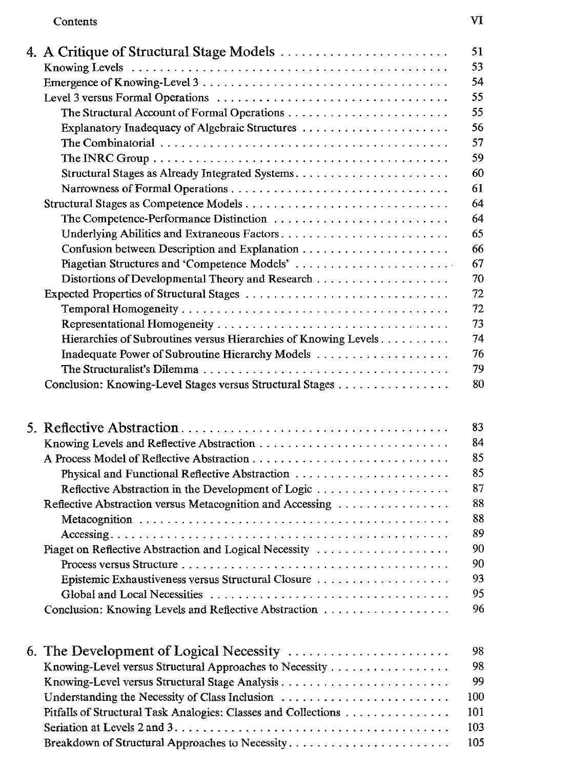## 4. A Critique of Structural Stage Models ........ 51

Knowing Levels ........ 53

Emergence of Knowing-Level 3 ........ 54

Level 3 versus Formal Operations ........ 55

- The Structural Account of Formal Operations ........ 55
- Explanatory Inadequacy of Algebraic Structures ........ 56
- The Combinatorial ........ 57
- The INRC Group ........ 59
- Structural Stages as Already Integrated Systems ........ 60
- Narrowness of Formal Operations ........ 61

Structural Stages as Competence Models ........ 64

- The Competence-Performance Distinction ........ 64
- Underlying Abilities and Extraneous Factors ........ 65
- Confusion between Description and Explanation ........ 66
- Piagetian Structures and 'Competence Models' ........ 67
- Distortions of Developmental Theory and Research ........ 70

Expected Properties of Structural Stages ........ 72

- Temporal Homogeneity ........ 72
- Representational Homogeneity ........ 73
- Hierarchies of Subroutines versus Hierarchies of Knowing Levels ........ 74
- Inadequate Power of Subroutine Hierarchy Models ........ 76
- The Structuralist's Dilemma ........ 79

Conclusion: Knowing-Level Stages versus Structural Stages ........ 80

## 5. Reflective Abstraction ........ 83

Knowing Levels and Reflective Abstraction ........ 84

A Process Model of Reflective Abstraction ........ 85

- Physical and Functional Reflective Abstraction ........ 85
- Reflective Abstraction in the Development of Logic ........ 87

Reflective Abstraction versus Metacognition and Accessing ........ 88

- Metacognition ........ 88
- Accessing ........ 89

Piaget on Reflective Abstraction and Logical Necessity ........ 90

- Process versus Structure ........ 90
- Epistemic Exhaustiveness versus Structural Closure ........ 93
- Global and Local Necessities ........ 95

Conclusion: Knowing Levels and Reflective Abstraction ........ 96

## 6. The Development of Logical Necessity ........ 98

Knowing-Level versus Structural Approaches to Necessity ........ 98

Knowing-Level versus Structural Stage Analysis ........ 99

Understanding the Necessity of Class Inclusion ........ 100

Pitfalls of Structural Task Analogies: Classes and Collections ........ 101

Seriation at Levels 2 and 3 ........ 103

Breakdown of Structural Approaches to Necessity ........ 105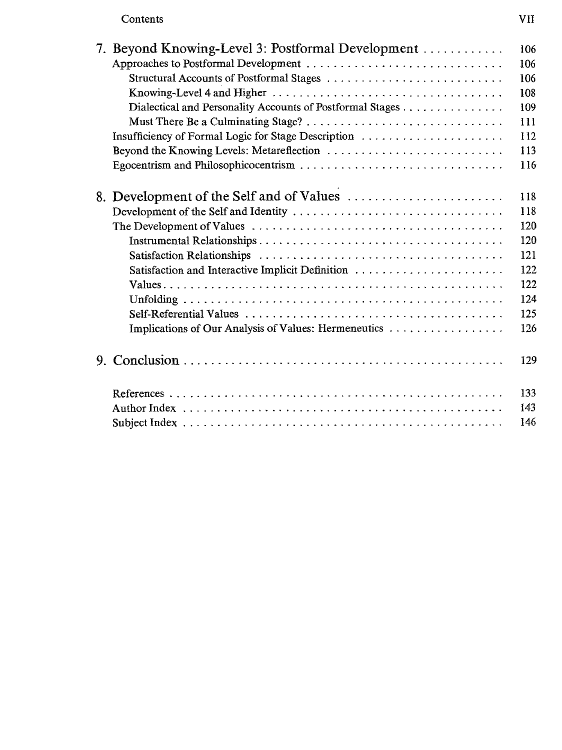7. Beyond Knowing-Level 3: Postformal Development . . . . . . . . . . . . 106
   - Approaches to Postformal Development . . . . . . . . . . . . . . . . . . . . . . . . . . . 106
     - Structural Accounts of Postformal Stages . . . . . . . . . . . . . . . . . . . . . . . . 106
     - Knowing-Level 4 and Higher . . . . . . . . . . . . . . . . . . . . . . . . . . . . . . . . . . 108
     - Dialectical and Personality Accounts of Postformal Stages . . . . . . . . . . . . . . . 109
     - Must There Be a Culminating Stage? . . . . . . . . . . . . . . . . . . . . . . . . . . . . 111
   - Insufficiency of Formal Logic for Stage Description . . . . . . . . . . . . . . . . . . . . 112
   - Beyond the Knowing Levels: Metareflection . . . . . . . . . . . . . . . . . . . . . . . . . 113
   - Egocentrism and Philosophicocentrism . . . . . . . . . . . . . . . . . . . . . . . . . . . . . 116

8. Development of the Self and of Values . . . . . . . . . . . . . . . . . . . . . . 118
   - Development of the Self and Identity . . . . . . . . . . . . . . . . . . . . . . . . . . . . . . 118
   - The Development of Values . . . . . . . . . . . . . . . . . . . . . . . . . . . . . . . . . . . . 120
     - Instrumental Relationships . . . . . . . . . . . . . . . . . . . . . . . . . . . . . . . . . . . 120
     - Satisfaction Relationships . . . . . . . . . . . . . . . . . . . . . . . . . . . . . . . . . . . . 121
     - Satisfaction and Interactive Implicit Definition . . . . . . . . . . . . . . . . . . . . . 122
     - Values . . . . . . . . . . . . . . . . . . . . . . . . . . . . . . . . . . . . . . . . . . . . . . . . . 122
     - Unfolding . . . . . . . . . . . . . . . . . . . . . . . . . . . . . . . . . . . . . . . . . . . . . . . 124
     - Self-Referential Values . . . . . . . . . . . . . . . . . . . . . . . . . . . . . . . . . . . . . 125
     - Implications of Our Analysis of Values: Hermeneutics . . . . . . . . . . . . . . . . . 126

9. Conclusion . . . . . . . . . . . . . . . . . . . . . . . . . . . . . . . . . . . . . . . . . 129

References . . . . . . . . . . . . . . . . . . . . . . . . . . . . . . . . . . . . . . . . . . . . . . . 133
Author Index . . . . . . . . . . . . . . . . . . . . . . . . . . . . . . . . . . . . . . . . . . . . . . 143
Subject Index . . . . . . . . . . . . . . . . . . . . . . . . . . . . . . . . . . . . . . . . . . . . . 146